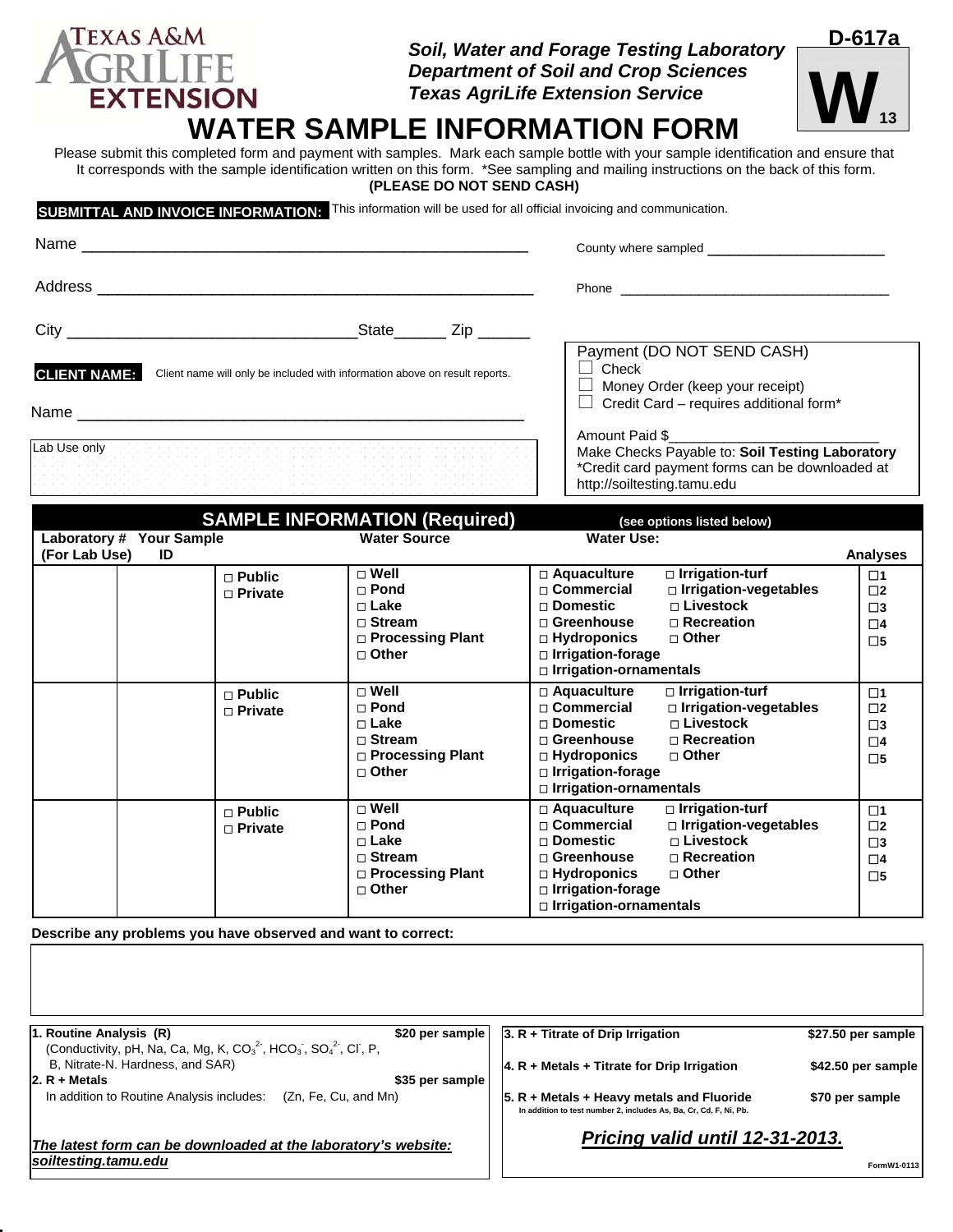Texas A&M AgriLife Extension

***Soil, Water and Forage Testing Laboratory***
***Department of Soil and Crop Sciences***
***Texas AgriLife Extension Service***

**D-617a**

**W** 13

# WATER SAMPLE INFORMATION FORM

Please submit this completed form and payment with samples. Mark each sample bottle with your sample identification and ensure that It corresponds with the sample identification written on this form. *See sampling and mailing instructions on the back of this form.
**(PLEASE DO NOT SEND CASH)**

**SUBMITTAL AND INVOICE INFORMATION:** This information will be used for all official invoicing and communication.

Name ____________________________________________

County where sampled ______________________

Address __________________________________________

Phone ___________________________________

City ____________________________State______ Zip ______

**CLIENT NAME:** Client name will only be included with information above on result reports.

Name ____________________________________________

Lab Use only

Payment (DO NOT SEND CASH)
☐ Check
☐ Money Order (keep your receipt)
☐ Credit Card – requires additional form*

Amount Paid $__________________________
Make Checks Payable to: **Soil Testing Laboratory**
*Credit card payment forms can be downloaded at http://soiltesting.tamu.edu

## SAMPLE INFORMATION (Required) (see options listed below)

| Laboratory # (For Lab Use) | Your Sample ID | | Water Source | Water Use: | Analyses |
|---|---|---|---|---|---|
| | | □ Public<br>□ Private | □ Well<br>□ Pond<br>□ Lake<br>□ Stream<br>□ Processing Plant<br>□ Other | □ Aquaculture □ Irrigation-turf<br>□ Commercial □ Irrigation-vegetables<br>□ Domestic □ Livestock<br>□ Greenhouse □ Recreation<br>□ Hydroponics □ Other<br>□ Irrigation-forage<br>□ Irrigation-ornamentals | ☐1<br>☐2<br>☐3<br>☐4<br>☐5 |
| | | □ Public<br>□ Private | □ Well<br>□ Pond<br>□ Lake<br>□ Stream<br>□ Processing Plant<br>□ Other | □ Aquaculture □ Irrigation-turf<br>□ Commercial □ Irrigation-vegetables<br>□ Domestic □ Livestock<br>□ Greenhouse □ Recreation<br>□ Hydroponics □ Other<br>□ Irrigation-forage<br>□ Irrigation-ornamentals | ☐1<br>☐2<br>☐3<br>☐4<br>☐5 |
| | | □ Public<br>□ Private | □ Well<br>□ Pond<br>□ Lake<br>□ Stream<br>□ Processing Plant<br>□ Other | □ Aquaculture □ Irrigation-turf<br>□ Commercial □ Irrigation-vegetables<br>□ Domestic □ Livestock<br>□ Greenhouse □ Recreation<br>□ Hydroponics □ Other<br>□ Irrigation-forage<br>□ Irrigation-ornamentals | ☐1<br>☐2<br>☐3<br>☐4<br>☐5 |

**Describe any problems you have observed and want to correct:**

**1. Routine Analysis (R)** **$20 per sample**
(Conductivity, pH, Na, Ca, Mg, K, $CO_3^{2-}$, $HCO_3^-$, $SO_4^{2-}$, $Cl^-$, P, B, Nitrate-N. Hardness, and SAR)

**2. R + Metals** **$35 per sample**
In addition to Routine Analysis includes: (Zn, Fe, Cu, and Mn)

**3. R + Titrate of Drip Irrigation** **$27.50 per sample**

**4. R + Metals + Titrate for Drip Irrigation** **$42.50 per sample**

**5. R + Metals + Heavy metals and Fluoride** **$70 per sample**
In addition to test number 2, includes As, Ba, Cr, Cd, F, Ni, Pb.

***The latest form can be downloaded at the laboratory's website: soiltesting.tamu.edu***

***Pricing valid until 12-31-2013.***

FormW1-0113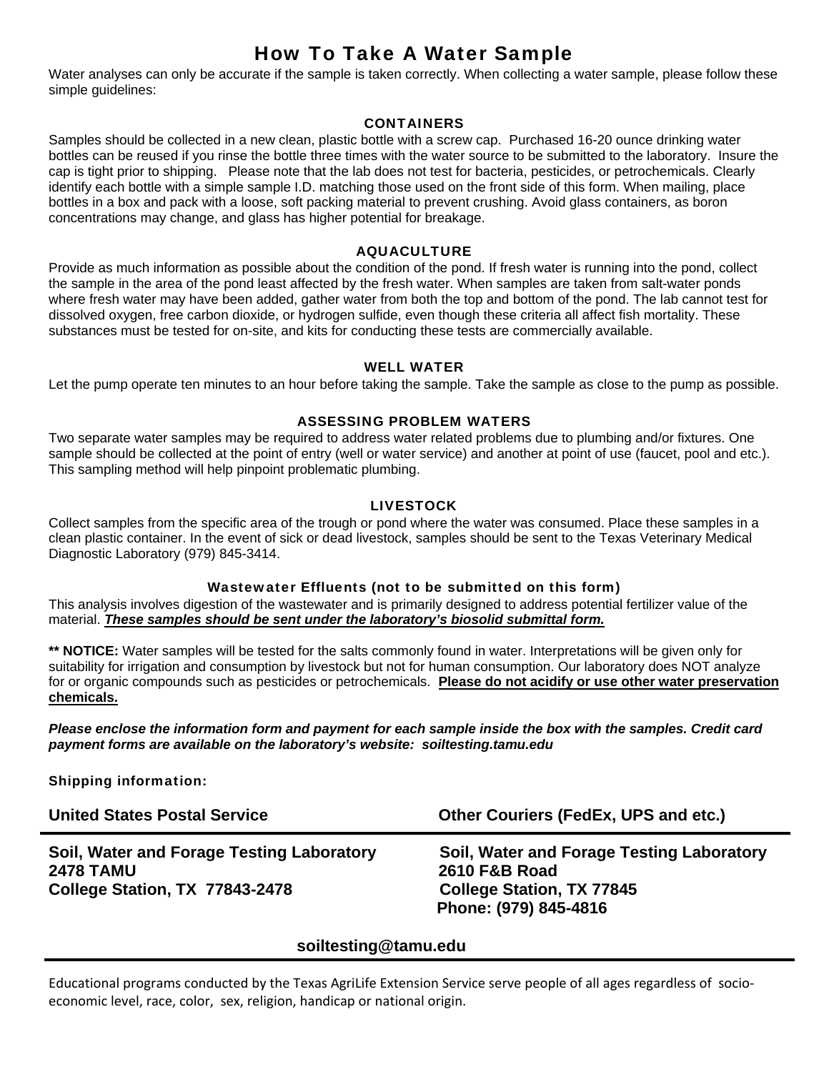# How To Take A Water Sample

Water analyses can only be accurate if the sample is taken correctly. When collecting a water sample, please follow these simple guidelines:

### CONTAINERS

Samples should be collected in a new clean, plastic bottle with a screw cap. Purchased 16-20 ounce drinking water bottles can be reused if you rinse the bottle three times with the water source to be submitted to the laboratory. Insure the cap is tight prior to shipping. Please note that the lab does not test for bacteria, pesticides, or petrochemicals. Clearly identify each bottle with a simple sample I.D. matching those used on the front side of this form. When mailing, place bottles in a box and pack with a loose, soft packing material to prevent crushing. Avoid glass containers, as boron concentrations may change, and glass has higher potential for breakage.

### AQUACULTURE

Provide as much information as possible about the condition of the pond. If fresh water is running into the pond, collect the sample in the area of the pond least affected by the fresh water. When samples are taken from salt-water ponds where fresh water may have been added, gather water from both the top and bottom of the pond. The lab cannot test for dissolved oxygen, free carbon dioxide, or hydrogen sulfide, even though these criteria all affect fish mortality. These substances must be tested for on-site, and kits for conducting these tests are commercially available.

### WELL WATER

Let the pump operate ten minutes to an hour before taking the sample. Take the sample as close to the pump as possible.

### ASSESSING PROBLEM WATERS

Two separate water samples may be required to address water related problems due to plumbing and/or fixtures. One sample should be collected at the point of entry (well or water service) and another at point of use (faucet, pool and etc.). This sampling method will help pinpoint problematic plumbing.

### LIVESTOCK

Collect samples from the specific area of the trough or pond where the water was consumed. Place these samples in a clean plastic container. In the event of sick or dead livestock, samples should be sent to the Texas Veterinary Medical Diagnostic Laboratory (979) 845-3414.

### Wastewater Effluents (not to be submitted on this form)

This analysis involves digestion of the wastewater and is primarily designed to address potential fertilizer value of the material. ***These samples should be sent under the laboratory's biosolid submittal form.***

**\*\* NOTICE:** Water samples will be tested for the salts commonly found in water. Interpretations will be given only for suitability for irrigation and consumption by livestock but not for human consumption. Our laboratory does NOT analyze for or organic compounds such as pesticides or petrochemicals. **Please do not acidify or use other water preservation chemicals.**

***Please enclose the information form and payment for each sample inside the box with the samples. Credit card payment forms are available on the laboratory's website: soiltesting.tamu.edu***

**Shipping information:**

| United States Postal Service | Other Couriers (FedEx, UPS and etc.) |
|---|---|
| **Soil, Water and Forage Testing Laboratory**<br>**2478 TAMU**<br>**College Station, TX 77843-2478** | **Soil, Water and Forage Testing Laboratory**<br>**2610 F&B Road**<br>**College Station, TX 77845**<br>**Phone: (979) 845-4816** |

**soiltesting@tamu.edu**

Educational programs conducted by the Texas AgriLife Extension Service serve people of all ages regardless of socio-economic level, race, color, sex, religion, handicap or national origin.